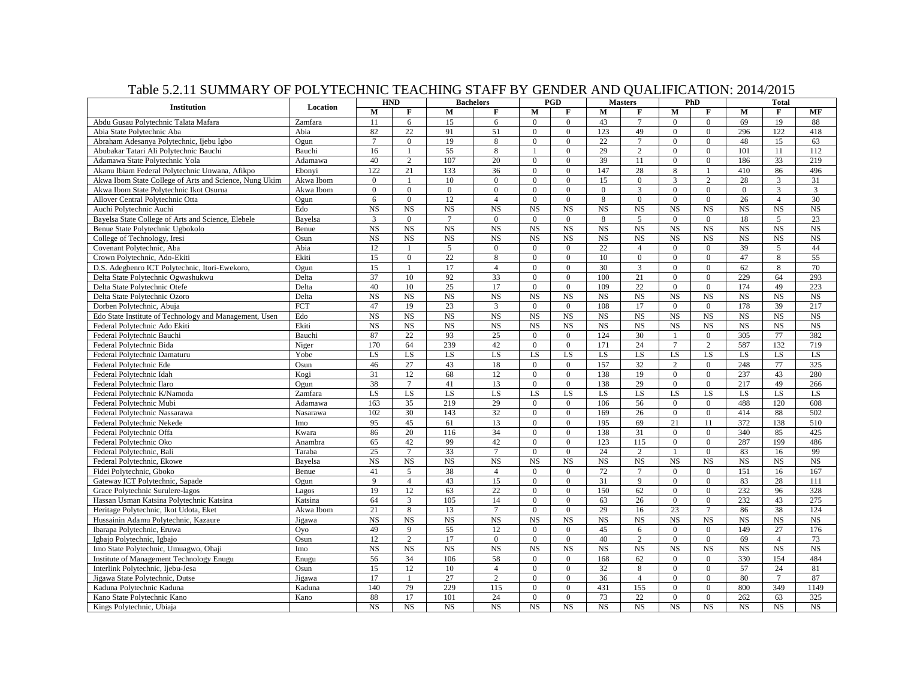## Table 5.2.11 SUMMARY OF POLYTECHNIC TEACHING STAFF BY GENDER AND QUALIFICATION: 2014/2015

| Institution | Location | HND | | Bachelors | | PGD | | Masters | | PhD | | Total | | |
|---|---|---|---|---|---|---|---|---|---|---|---|---|---|---|
| | | M | F | M | F | M | F | M | F | M | F | M | F | MF |
| Abdu Gusau Polytechnic Talata Mafara | Zamfara | 11 | 6 | 15 | 6 | 0 | 0 | 43 | 7 | 0 | 0 | 69 | 19 | 88 |
| Abia State Polytechnic Aba | Abia | 82 | 22 | 91 | 51 | 0 | 0 | 123 | 49 | 0 | 0 | 296 | 122 | 418 |
| Abraham Adesanya Polytechnic, Ijebu Igbo | Ogun | 7 | 0 | 19 | 8 | 0 | 0 | 22 | 7 | 0 | 0 | 48 | 15 | 63 |
| Abubakar Tatari Ali Polytechnic Bauchi | Bauchi | 16 | 1 | 55 | 8 | 1 | 0 | 29 | 2 | 0 | 0 | 101 | 11 | 112 |
| Adamawa State Polytechnic Yola | Adamawa | 40 | 2 | 107 | 20 | 0 | 0 | 39 | 11 | 0 | 0 | 186 | 33 | 219 |
| Akanu Ibiam Federal Polytechnic Unwana, Afikpo | Ebonyi | 122 | 21 | 133 | 36 | 0 | 0 | 147 | 28 | 8 | 1 | 410 | 86 | 496 |
| Akwa Ibom State College of Arts and Science, Nung Ukim | Akwa Ibom | 0 | 1 | 10 | 0 | 0 | 0 | 15 | 0 | 3 | 2 | 28 | 3 | 31 |
| Akwa Ibom State Polytechnic Ikot Osurua | Akwa Ibom | 0 | 0 | 0 | 0 | 0 | 0 | 0 | 3 | 0 | 0 | 0 | 3 | 3 |
| Allover Central Polytechnic Otta | Ogun | 6 | 0 | 12 | 4 | 0 | 0 | 8 | 0 | 0 | 0 | 26 | 4 | 30 |
| Auchi Polytechnic Auchi | Edo | NS | NS | NS | NS | NS | NS | NS | NS | NS | NS | NS | NS | NS |
| Bayelsa State College of Arts and Science, Elebele | Bayelsa | 3 | 0 | 7 | 0 | 0 | 0 | 8 | 5 | 0 | 0 | 18 | 5 | 23 |
| Benue State Polytechnic Ugbokolo | Benue | NS | NS | NS | NS | NS | NS | NS | NS | NS | NS | NS | NS | NS |
| College of Technology, Iresi | Osun | NS | NS | NS | NS | NS | NS | NS | NS | NS | NS | NS | NS | NS |
| Covenant Polytechnic, Aba | Abia | 12 | 1 | 5 | 0 | 0 | 0 | 22 | 4 | 0 | 0 | 39 | 5 | 44 |
| Crown Polytechnic, Ado-Ekiti | Ekiti | 15 | 0 | 22 | 8 | 0 | 0 | 10 | 0 | 0 | 0 | 47 | 8 | 55 |
| D.S. Adegbenro ICT Polytechnic, Itori-Ewekoro, | Ogun | 15 | 1 | 17 | 4 | 0 | 0 | 30 | 3 | 0 | 0 | 62 | 8 | 70 |
| Delta State Polytechnic Ogwashukwu | Delta | 37 | 10 | 92 | 33 | 0 | 0 | 100 | 21 | 0 | 0 | 229 | 64 | 293 |
| Delta State Polytechnic Otefe | Delta | 40 | 10 | 25 | 17 | 0 | 0 | 109 | 22 | 0 | 0 | 174 | 49 | 223 |
| Delta State Polytechnic Ozoro | Delta | NS | NS | NS | NS | NS | NS | NS | NS | NS | NS | NS | NS | NS |
| Dorben Polytechnic, Abuja | FCT | 47 | 19 | 23 | 3 | 0 | 0 | 108 | 17 | 0 | 0 | 178 | 39 | 217 |
| Edo State Institute of Technology and Management, Usen | Edo | NS | NS | NS | NS | NS | NS | NS | NS | NS | NS | NS | NS | NS |
| Federal Polytechnic Ado Ekiti | Ekiti | NS | NS | NS | NS | NS | NS | NS | NS | NS | NS | NS | NS | NS |
| Federal Polytechnic Bauchi | Bauchi | 87 | 22 | 93 | 25 | 0 | 0 | 124 | 30 | 1 | 0 | 305 | 77 | 382 |
| Federal Polytechnic Bida | Niger | 170 | 64 | 239 | 42 | 0 | 0 | 171 | 24 | 7 | 2 | 587 | 132 | 719 |
| Federal Polytechnic Damaturu | Yobe | LS | LS | LS | LS | LS | LS | LS | LS | LS | LS | LS | LS | LS |
| Federal Polytechnic Ede | Osun | 46 | 27 | 43 | 18 | 0 | 0 | 157 | 32 | 2 | 0 | 248 | 77 | 325 |
| Federal Polytechnic Idah | Kogi | 31 | 12 | 68 | 12 | 0 | 0 | 138 | 19 | 0 | 0 | 237 | 43 | 280 |
| Federal Polytechnic Ilaro | Ogun | 38 | 7 | 41 | 13 | 0 | 0 | 138 | 29 | 0 | 0 | 217 | 49 | 266 |
| Federal Polytechnic K/Namoda | Zamfara | LS | LS | LS | LS | LS | LS | LS | LS | LS | LS | LS | LS | LS |
| Federal Polytechnic Mubi | Adamawa | 163 | 35 | 219 | 29 | 0 | 0 | 106 | 56 | 0 | 0 | 488 | 120 | 608 |
| Federal Polytechnic Nassarawa | Nasarawa | 102 | 30 | 143 | 32 | 0 | 0 | 169 | 26 | 0 | 0 | 414 | 88 | 502 |
| Federal Polytechnic Nekede | Imo | 95 | 45 | 61 | 13 | 0 | 0 | 195 | 69 | 21 | 11 | 372 | 138 | 510 |
| Federal Polytechnic Offa | Kwara | 86 | 20 | 116 | 34 | 0 | 0 | 138 | 31 | 0 | 0 | 340 | 85 | 425 |
| Federal Polytechnic Oko | Anambra | 65 | 42 | 99 | 42 | 0 | 0 | 123 | 115 | 0 | 0 | 287 | 199 | 486 |
| Federal Polytechnic, Bali | Taraba | 25 | 7 | 33 | 7 | 0 | 0 | 24 | 2 | 1 | 0 | 83 | 16 | 99 |
| Federal Polytechnic, Ekowe | Bayelsa | NS | NS | NS | NS | NS | NS | NS | NS | NS | NS | NS | NS | NS |
| Fidei Polytechnic, Gboko | Benue | 41 | 5 | 38 | 4 | 0 | 0 | 72 | 7 | 0 | 0 | 151 | 16 | 167 |
| Gateway ICT Polytechnic, Sapade | Ogun | 9 | 4 | 43 | 15 | 0 | 0 | 31 | 9 | 0 | 0 | 83 | 28 | 111 |
| Grace Polytechnic Surulere-lagos | Lagos | 19 | 12 | 63 | 22 | 0 | 0 | 150 | 62 | 0 | 0 | 232 | 96 | 328 |
| Hassan Usman Katsina Polytechnic Katsina | Katsina | 64 | 3 | 105 | 14 | 0 | 0 | 63 | 26 | 0 | 0 | 232 | 43 | 275 |
| Heritage Polytechnic, Ikot Udota, Eket | Akwa Ibom | 21 | 8 | 13 | 7 | 0 | 0 | 29 | 16 | 23 | 7 | 86 | 38 | 124 |
| Hussainin Adamu Polytechnic, Kazaure | Jigawa | NS | NS | NS | NS | NS | NS | NS | NS | NS | NS | NS | NS | NS |
| Ibarapa Polytechnic, Eruwa | Oyo | 49 | 9 | 55 | 12 | 0 | 0 | 45 | 6 | 0 | 0 | 149 | 27 | 176 |
| Igbajo Polytechnic, Igbajo | Osun | 12 | 2 | 17 | 0 | 0 | 0 | 40 | 2 | 0 | 0 | 69 | 4 | 73 |
| Imo State Polytechnic, Umuagwo, Ohaji | Imo | NS | NS | NS | NS | NS | NS | NS | NS | NS | NS | NS | NS | NS |
| Institute of Management Technology Enugu | Enugu | 56 | 34 | 106 | 58 | 0 | 0 | 168 | 62 | 0 | 0 | 330 | 154 | 484 |
| Interlink Polytechnic, Ijebu-Jesa | Osun | 15 | 12 | 10 | 4 | 0 | 0 | 32 | 8 | 0 | 0 | 57 | 24 | 81 |
| Jigawa State Polytechnic, Dutse | Jigawa | 17 | 1 | 27 | 2 | 0 | 0 | 36 | 4 | 0 | 0 | 80 | 7 | 87 |
| Kaduna Polytechnic Kaduna | Kaduna | 140 | 79 | 229 | 115 | 0 | 0 | 431 | 155 | 0 | 0 | 800 | 349 | 1149 |
| Kano State Polytechnic Kano | Kano | 88 | 17 | 101 | 24 | 0 | 0 | 73 | 22 | 0 | 0 | 262 | 63 | 325 |
| Kings Polytechnic, Ubiaja | | NS | NS | NS | NS | NS | NS | NS | NS | NS | NS | NS | NS | NS |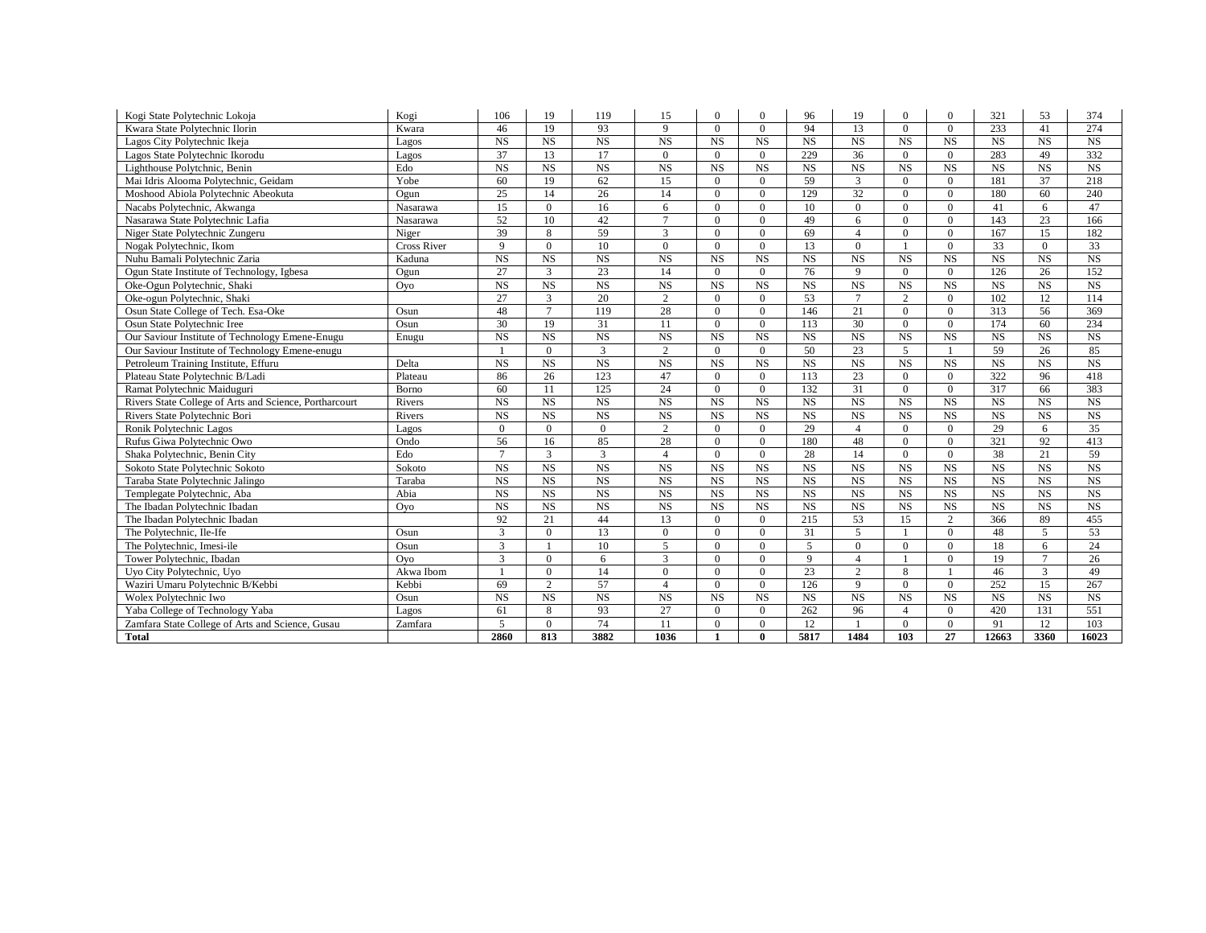| | | | | | | | | | | | | | | |
|---|---|---|---|---|---|---|---|---|---|---|---|---|---|---|
| Kogi State Polytechnic Lokoja | Kogi | 106 | 19 | 119 | 15 | 0 | 0 | 96 | 19 | 0 | 0 | 321 | 53 | 374 |
| Kwara State Polytechnic Ilorin | Kwara | 46 | 19 | 93 | 9 | 0 | 0 | 94 | 13 | 0 | 0 | 233 | 41 | 274 |
| Lagos City Polytechnic Ikeja | Lagos | NS | NS | NS | NS | NS | NS | NS | NS | NS | NS | NS | NS | NS |
| Lagos State Polytechnic Ikorodu | Lagos | 37 | 13 | 17 | 0 | 0 | 0 | 229 | 36 | 0 | 0 | 283 | 49 | 332 |
| Lighthouse Polytchnic, Benin | Edo | NS | NS | NS | NS | NS | NS | NS | NS | NS | NS | NS | NS | NS |
| Mai Idris Alooma Polytechnic, Geidam | Yobe | 60 | 19 | 62 | 15 | 0 | 0 | 59 | 3 | 0 | 0 | 181 | 37 | 218 |
| Moshood Abiola Polytechnic Abeokuta | Ogun | 25 | 14 | 26 | 14 | 0 | 0 | 129 | 32 | 0 | 0 | 180 | 60 | 240 |
| Nacabs Polytechnic, Akwanga | Nasarawa | 15 | 0 | 16 | 6 | 0 | 0 | 10 | 0 | 0 | 0 | 41 | 6 | 47 |
| Nasarawa State Polytechnic Lafia | Nasarawa | 52 | 10 | 42 | 7 | 0 | 0 | 49 | 6 | 0 | 0 | 143 | 23 | 166 |
| Niger State Polytechnic Zungeru | Niger | 39 | 8 | 59 | 3 | 0 | 0 | 69 | 4 | 0 | 0 | 167 | 15 | 182 |
| Nogak Polytechnic, Ikom | Cross River | 9 | 0 | 10 | 0 | 0 | 0 | 13 | 0 | 1 | 0 | 33 | 0 | 33 |
| Nuhu Bamali Polytechnic Zaria | Kaduna | NS | NS | NS | NS | NS | NS | NS | NS | NS | NS | NS | NS | NS |
| Ogun State Institute of Technology, Igbesa | Ogun | 27 | 3 | 23 | 14 | 0 | 0 | 76 | 9 | 0 | 0 | 126 | 26 | 152 |
| Oke-Ogun Polytechnic, Shaki | Oyo | NS | NS | NS | NS | NS | NS | NS | NS | NS | NS | NS | NS | NS |
| Oke-ogun Polytechnic, Shaki | | 27 | 3 | 20 | 2 | 0 | 0 | 53 | 7 | 2 | 0 | 102 | 12 | 114 |
| Osun State College of Tech. Esa-Oke | Osun | 48 | 7 | 119 | 28 | 0 | 0 | 146 | 21 | 0 | 0 | 313 | 56 | 369 |
| Osun State Polytechnic Iree | Osun | 30 | 19 | 31 | 11 | 0 | 0 | 113 | 30 | 0 | 0 | 174 | 60 | 234 |
| Our Saviour Institute of Technology Emene-Enugu | Enugu | NS | NS | NS | NS | NS | NS | NS | NS | NS | NS | NS | NS | NS |
| Our Saviour Institute of Technology Emene-enugu | | 1 | 0 | 3 | 2 | 0 | 0 | 50 | 23 | 5 | 1 | 59 | 26 | 85 |
| Petroleum Training Institute, Effuru | Delta | NS | NS | NS | NS | NS | NS | NS | NS | NS | NS | NS | NS | NS |
| Plateau State Polytechnic B/Ladi | Plateau | 86 | 26 | 123 | 47 | 0 | 0 | 113 | 23 | 0 | 0 | 322 | 96 | 418 |
| Ramat Polytechnic Maiduguri | Borno | 60 | 11 | 125 | 24 | 0 | 0 | 132 | 31 | 0 | 0 | 317 | 66 | 383 |
| Rivers State College of Arts and Science, Portharcourt | Rivers | NS | NS | NS | NS | NS | NS | NS | NS | NS | NS | NS | NS | NS |
| Rivers State Polytechnic Bori | Rivers | NS | NS | NS | NS | NS | NS | NS | NS | NS | NS | NS | NS | NS |
| Ronik Polytechnic Lagos | Lagos | 0 | 0 | 0 | 2 | 0 | 0 | 29 | 4 | 0 | 0 | 29 | 6 | 35 |
| Rufus Giwa Polytechnic Owo | Ondo | 56 | 16 | 85 | 28 | 0 | 0 | 180 | 48 | 0 | 0 | 321 | 92 | 413 |
| Shaka Polytechnic, Benin City | Edo | 7 | 3 | 3 | 4 | 0 | 0 | 28 | 14 | 0 | 0 | 38 | 21 | 59 |
| Sokoto State Polytechnic Sokoto | Sokoto | NS | NS | NS | NS | NS | NS | NS | NS | NS | NS | NS | NS | NS |
| Taraba State Polytechnic Jalingo | Taraba | NS | NS | NS | NS | NS | NS | NS | NS | NS | NS | NS | NS | NS |
| Templegate Polytechnic, Aba | Abia | NS | NS | NS | NS | NS | NS | NS | NS | NS | NS | NS | NS | NS |
| The Ibadan Polytechnic Ibadan | Oyo | NS | NS | NS | NS | NS | NS | NS | NS | NS | NS | NS | NS | NS |
| The Ibadan Polytechnic Ibadan | | 92 | 21 | 44 | 13 | 0 | 0 | 215 | 53 | 15 | 2 | 366 | 89 | 455 |
| The Polytechnic, Ile-Ife | Osun | 3 | 0 | 13 | 0 | 0 | 0 | 31 | 5 | 1 | 0 | 48 | 5 | 53 |
| The Polytechnic, Imesi-ile | Osun | 3 | 1 | 10 | 5 | 0 | 0 | 5 | 0 | 0 | 0 | 18 | 6 | 24 |
| Tower Polytechnic, Ibadan | Oyo | 3 | 0 | 6 | 3 | 0 | 0 | 9 | 4 | 1 | 0 | 19 | 7 | 26 |
| Uyo City Polytechnic, Uyo | Akwa Ibom | 1 | 0 | 14 | 0 | 0 | 0 | 23 | 2 | 8 | 1 | 46 | 3 | 49 |
| Waziri Umaru Polytechnic B/Kebbi | Kebbi | 69 | 2 | 57 | 4 | 0 | 0 | 126 | 9 | 0 | 0 | 252 | 15 | 267 |
| Wolex Polytechnic Iwo | Osun | NS | NS | NS | NS | NS | NS | NS | NS | NS | NS | NS | NS | NS |
| Yaba College of Technology Yaba | Lagos | 61 | 8 | 93 | 27 | 0 | 0 | 262 | 96 | 4 | 0 | 420 | 131 | 551 |
| Zamfara State College of Arts and Science, Gusau | Zamfara | 5 | 0 | 74 | 11 | 0 | 0 | 12 | 1 | 0 | 0 | 91 | 12 | 103 |
| **Total** | | **2860** | **813** | **3882** | **1036** | **1** | **0** | **5817** | **1484** | **103** | **27** | **12663** | **3360** | **16023** |